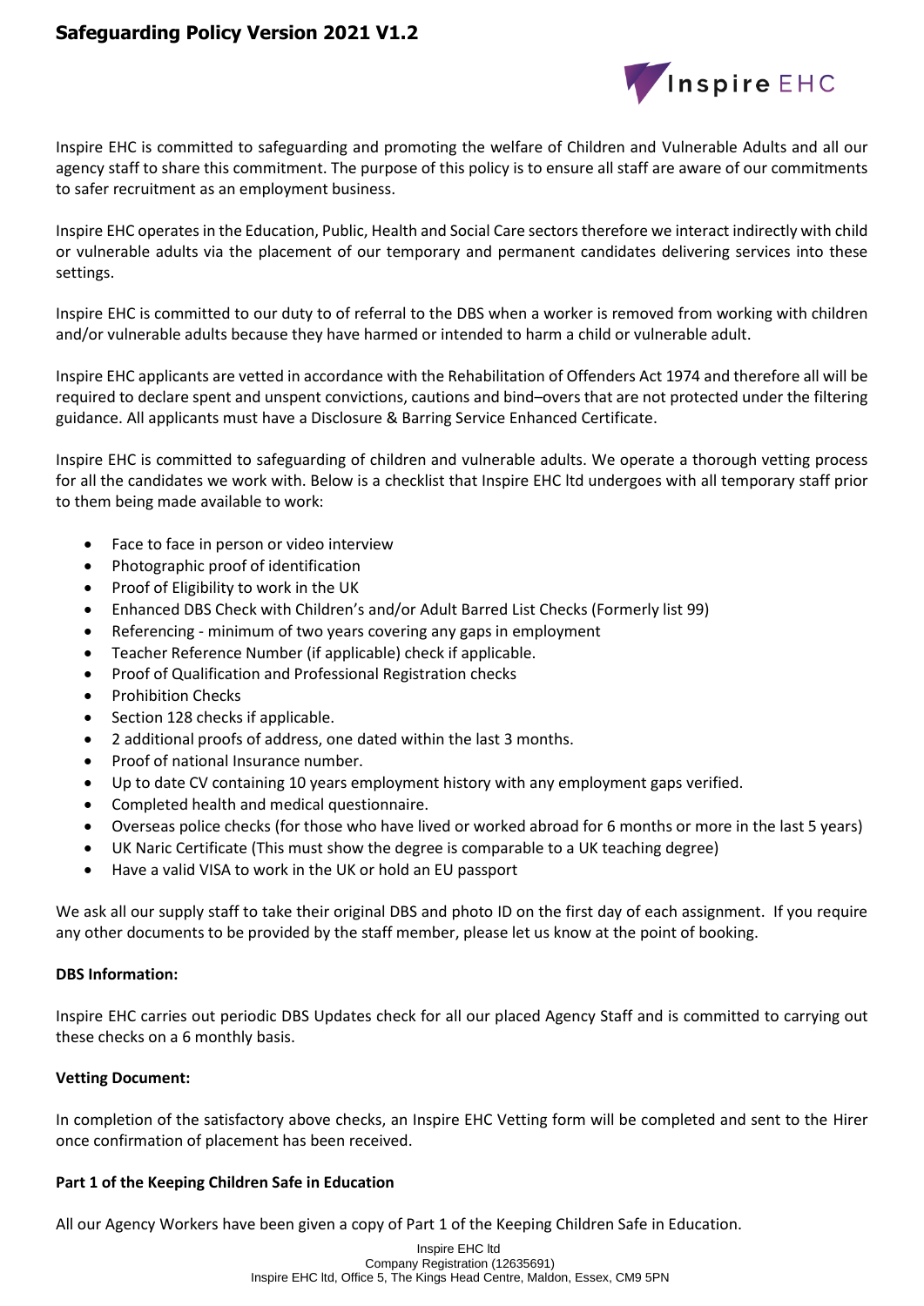# Safeguarding Policy Version 2021 V1.2

Inspire EHC is committed to safeguarding and promoting the welfare of Children and Vulnerable Adults and all our agency staff to share this commitment. The purpose of this policy is to ensure all staff are aware of our commitments to safer recruitment as an employment business.

Inspire EHC operates in the Education, Public, Health and Social Care sectors therefore we interact indirectly with child or vulnerable adults via the placement of our temporary and permanent candidates delivering services into these settings.

Inspire EHC is committed to our duty to of referral to the DBS when a worker is removed from working with children and/or vulnerable adults because they have harmed or intended to harm a child or vulnerable adult.

Inspire EHC applicants are vetted in accordance with the Rehabilitation of Offenders Act 1974 and therefore all will be required to declare spent and unspent convictions, cautions and bind–overs that are not protected under the filtering guidance. All applicants must have a Disclosure & Barring Service Enhanced Certificate.

Inspire EHC is committed to safeguarding of children and vulnerable adults. We operate a thorough vetting process for all the candidates we work with. Below is a checklist that Inspire EHC ltd undergoes with all temporary staff prior to them being made available to work:

- Face to face in person or video interview
- Photographic proof of identification
- Proof of Eligibility to work in the UK
- Enhanced DBS Check with Children's and/or Adult Barred List Checks (Formerly list 99)
- Referencing - minimum of two years covering any gaps in employment
- Teacher Reference Number (if applicable) check if applicable.
- Proof of Qualification and Professional Registration checks
- Prohibition Checks
- Section 128 checks if applicable.
- 2 additional proofs of address, one dated within the last 3 months.
- Proof of national Insurance number.
- Up to date CV containing 10 years employment history with any employment gaps verified.
- Completed health and medical questionnaire.
- Overseas police checks (for those who have lived or worked abroad for 6 months or more in the last 5 years)
- UK Naric Certificate (This must show the degree is comparable to a UK teaching degree)
- Have a valid VISA to work in the UK or hold an EU passport

We ask all our supply staff to take their original DBS and photo ID on the first day of each assignment. If you require any other documents to be provided by the staff member, please let us know at the point of booking.

**DBS Information:**

Inspire EHC carries out periodic DBS Updates check for all our placed Agency Staff and is committed to carrying out these checks on a 6 monthly basis.

**Vetting Document:**

In completion of the satisfactory above checks, an Inspire EHC Vetting form will be completed and sent to the Hirer once confirmation of placement has been received.

**Part 1 of the Keeping Children Safe in Education**

All our Agency Workers have been given a copy of Part 1 of the Keeping Children Safe in Education.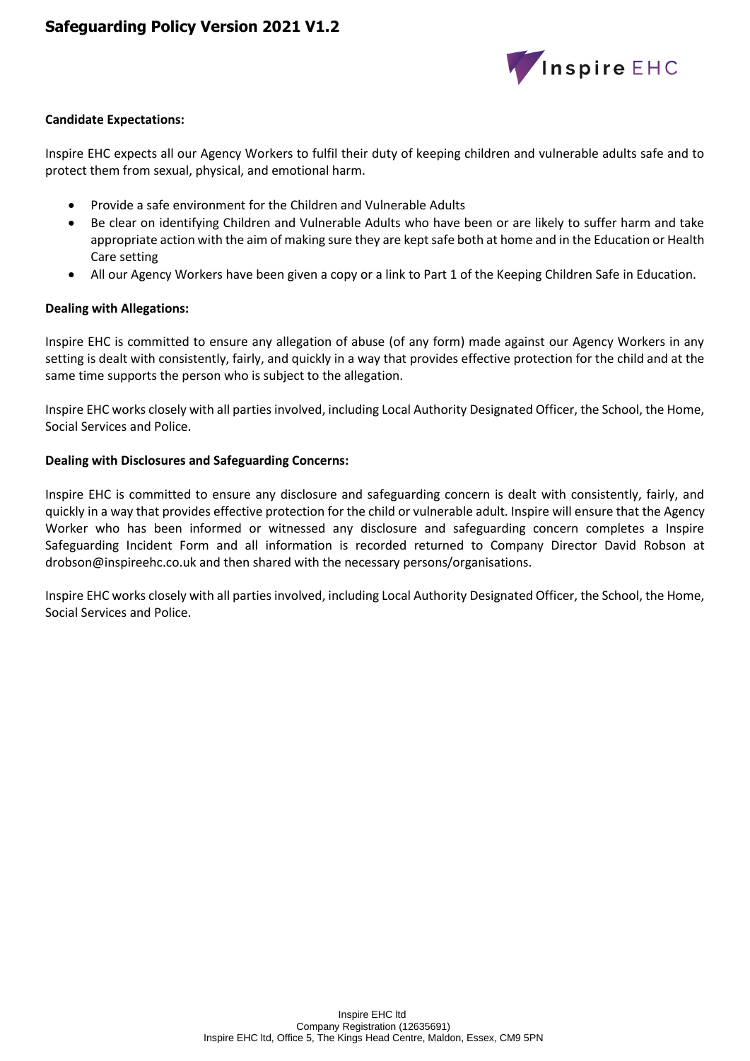**Candidate Expectations:**

Inspire EHC expects all our Agency Workers to fulfil their duty of keeping children and vulnerable adults safe and to protect them from sexual, physical, and emotional harm.

- Provide a safe environment for the Children and Vulnerable Adults
- Be clear on identifying Children and Vulnerable Adults who have been or are likely to suffer harm and take appropriate action with the aim of making sure they are kept safe both at home and in the Education or Health Care setting
- All our Agency Workers have been given a copy or a link to Part 1 of the Keeping Children Safe in Education.

**Dealing with Allegations:**

Inspire EHC is committed to ensure any allegation of abuse (of any form) made against our Agency Workers in any setting is dealt with consistently, fairly, and quickly in a way that provides effective protection for the child and at the same time supports the person who is subject to the allegation.

Inspire EHC works closely with all parties involved, including Local Authority Designated Officer, the School, the Home, Social Services and Police.

**Dealing with Disclosures and Safeguarding Concerns:**

Inspire EHC is committed to ensure any disclosure and safeguarding concern is dealt with consistently, fairly, and quickly in a way that provides effective protection for the child or vulnerable adult. Inspire will ensure that the Agency Worker who has been informed or witnessed any disclosure and safeguarding concern completes a Inspire Safeguarding Incident Form and all information is recorded returned to Company Director David Robson at drobson@inspireehc.co.uk and then shared with the necessary persons/organisations.

Inspire EHC works closely with all parties involved, including Local Authority Designated Officer, the School, the Home, Social Services and Police.